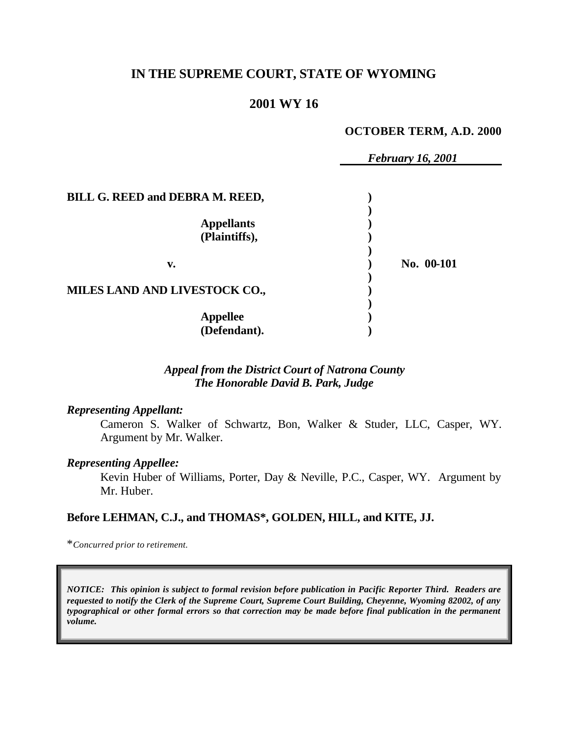# IN THE SUPREME COURT, STATE OF WYOMING

## 2001 WY 16

**OCTOBER TERM, A.D. 2000**

***February 16, 2001***

| | | |
|---|---|---|
| **BILL G. REED and DEBRA M. REED,** | **)** | |
| **Appellants (Plaintiffs),** | **)** | |
| **v.** | **)** | **No. 00-101** |
| **MILES LAND AND LIVESTOCK CO.,** | **)** | |
| **Appellee (Defendant).** | **)** | |

***Appeal from the District Court of Natrona County***
***The Honorable David B. Park, Judge***

***Representing Appellant:***

Cameron S. Walker of Schwartz, Bon, Walker & Studer, LLC, Casper, WY. Argument by Mr. Walker.

***Representing Appellee:***

Kevin Huber of Williams, Porter, Day & Neville, P.C., Casper, WY. Argument by Mr. Huber.

**Before LEHMAN, C.J., and THOMAS\*, GOLDEN, HILL, and KITE, JJ.**

\**Concurred prior to retirement.*

***NOTICE: This opinion is subject to formal revision before publication in Pacific Reporter Third. Readers are requested to notify the Clerk of the Supreme Court, Supreme Court Building, Cheyenne, Wyoming 82002, of any typographical or other formal errors so that correction may be made before final publication in the permanent volume.***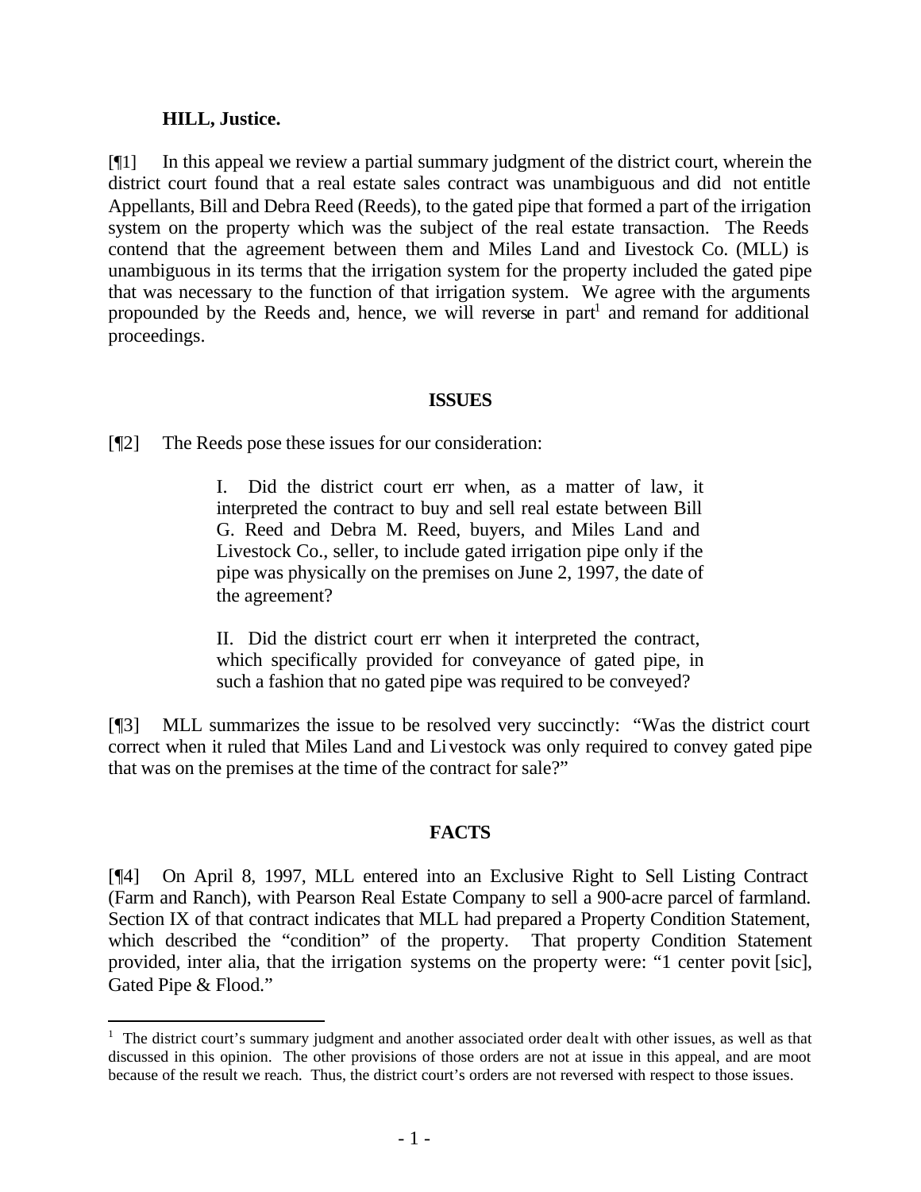**HILL, Justice.**

[¶1] In this appeal we review a partial summary judgment of the district court, wherein the district court found that a real estate sales contract was unambiguous and did not entitle Appellants, Bill and Debra Reed (Reeds), to the gated pipe that formed a part of the irrigation system on the property which was the subject of the real estate transaction. The Reeds contend that the agreement between them and Miles Land and Livestock Co. (MLL) is unambiguous in its terms that the irrigation system for the property included the gated pipe that was necessary to the function of that irrigation system. We agree with the arguments propounded by the Reeds and, hence, we will reverse in part[1] and remand for additional proceedings.

## ISSUES

[¶2] The Reeds pose these issues for our consideration:

> I. Did the district court err when, as a matter of law, it interpreted the contract to buy and sell real estate between Bill G. Reed and Debra M. Reed, buyers, and Miles Land and Livestock Co., seller, to include gated irrigation pipe only if the pipe was physically on the premises on June 2, 1997, the date of the agreement?
>
> II. Did the district court err when it interpreted the contract, which specifically provided for conveyance of gated pipe, in such a fashion that no gated pipe was required to be conveyed?

[¶3] MLL summarizes the issue to be resolved very succinctly: "Was the district court correct when it ruled that Miles Land and Livestock was only required to convey gated pipe that was on the premises at the time of the contract for sale?"

## FACTS

[¶4] On April 8, 1997, MLL entered into an Exclusive Right to Sell Listing Contract (Farm and Ranch), with Pearson Real Estate Company to sell a 900-acre parcel of farmland. Section IX of that contract indicates that MLL had prepared a Property Condition Statement, which described the "condition" of the property. That property Condition Statement provided, inter alia, that the irrigation systems on the property were: "1 center povit [sic], Gated Pipe & Flood."

---

[1] The district court's summary judgment and another associated order dealt with other issues, as well as that discussed in this opinion. The other provisions of those orders are not at issue in this appeal, and are moot because of the result we reach. Thus, the district court's orders are not reversed with respect to those issues.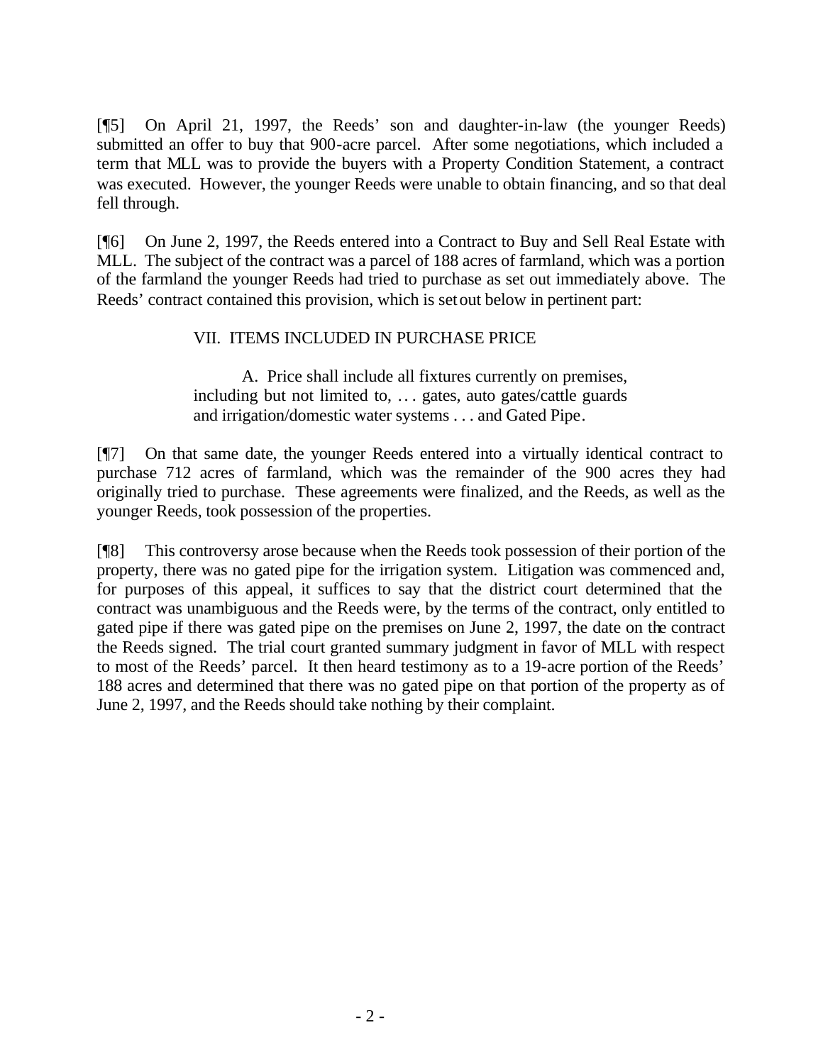[¶5] On April 21, 1997, the Reeds' son and daughter-in-law (the younger Reeds) submitted an offer to buy that 900-acre parcel. After some negotiations, which included a term that MLL was to provide the buyers with a Property Condition Statement, a contract was executed. However, the younger Reeds were unable to obtain financing, and so that deal fell through.

[¶6] On June 2, 1997, the Reeds entered into a Contract to Buy and Sell Real Estate with MLL. The subject of the contract was a parcel of 188 acres of farmland, which was a portion of the farmland the younger Reeds had tried to purchase as set out immediately above. The Reeds' contract contained this provision, which is set out below in pertinent part:

> VII. ITEMS INCLUDED IN PURCHASE PRICE
>
> A. Price shall include all fixtures currently on premises, including but not limited to, . . . gates, auto gates/cattle guards and irrigation/domestic water systems . . . and Gated Pipe.

[¶7] On that same date, the younger Reeds entered into a virtually identical contract to purchase 712 acres of farmland, which was the remainder of the 900 acres they had originally tried to purchase. These agreements were finalized, and the Reeds, as well as the younger Reeds, took possession of the properties.

[¶8] This controversy arose because when the Reeds took possession of their portion of the property, there was no gated pipe for the irrigation system. Litigation was commenced and, for purposes of this appeal, it suffices to say that the district court determined that the contract was unambiguous and the Reeds were, by the terms of the contract, only entitled to gated pipe if there was gated pipe on the premises on June 2, 1997, the date on the contract the Reeds signed. The trial court granted summary judgment in favor of MLL with respect to most of the Reeds' parcel. It then heard testimony as to a 19-acre portion of the Reeds' 188 acres and determined that there was no gated pipe on that portion of the property as of June 2, 1997, and the Reeds should take nothing by their complaint.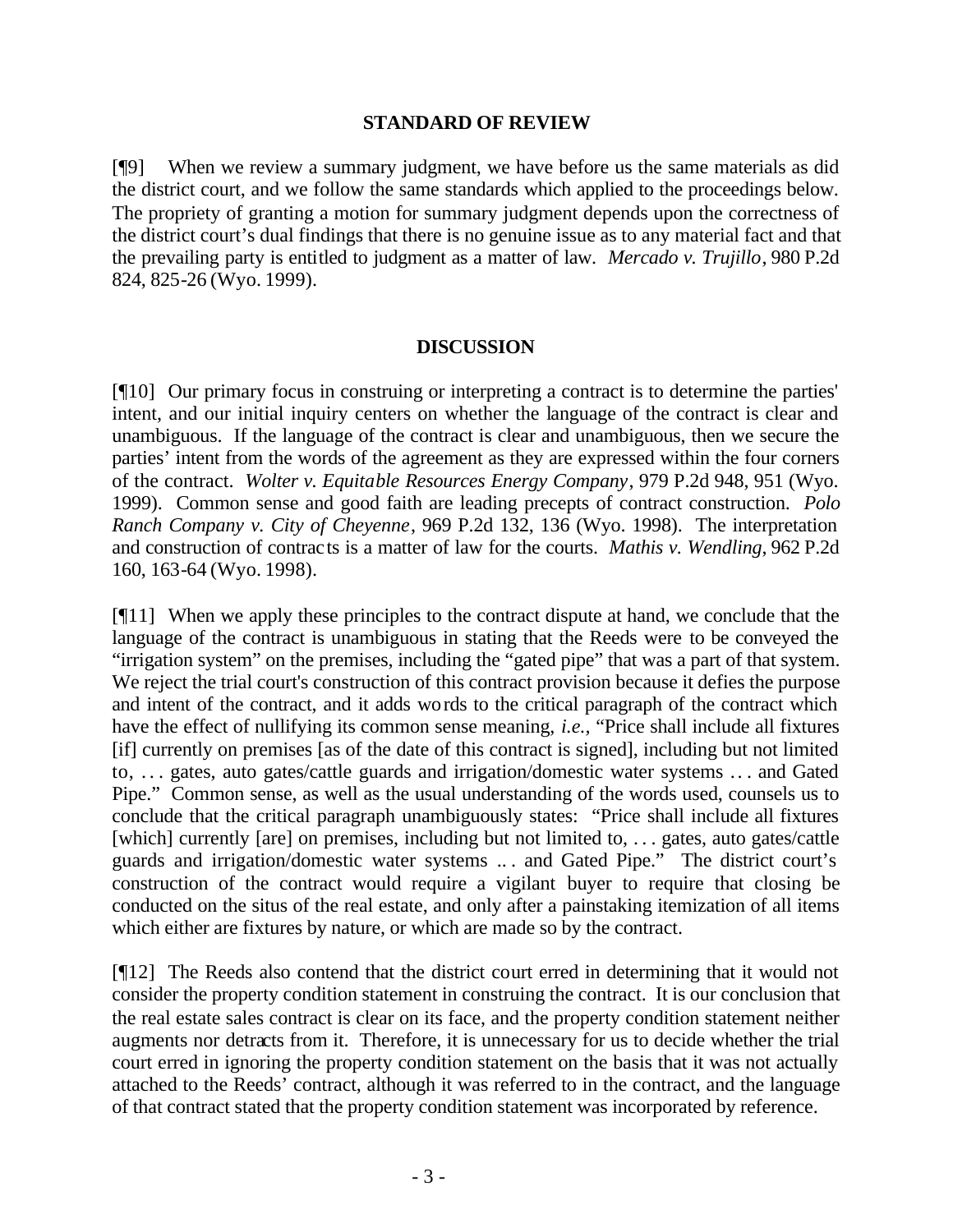## STANDARD OF REVIEW

[¶9] When we review a summary judgment, we have before us the same materials as did the district court, and we follow the same standards which applied to the proceedings below. The propriety of granting a motion for summary judgment depends upon the correctness of the district court's dual findings that there is no genuine issue as to any material fact and that the prevailing party is entitled to judgment as a matter of law. *Mercado v. Trujillo*, 980 P.2d 824, 825-26 (Wyo. 1999).

## DISCUSSION

[¶10] Our primary focus in construing or interpreting a contract is to determine the parties' intent, and our initial inquiry centers on whether the language of the contract is clear and unambiguous. If the language of the contract is clear and unambiguous, then we secure the parties' intent from the words of the agreement as they are expressed within the four corners of the contract. *Wolter v. Equitable Resources Energy Company*, 979 P.2d 948, 951 (Wyo. 1999). Common sense and good faith are leading precepts of contract construction. *Polo Ranch Company v. City of Cheyenne*, 969 P.2d 132, 136 (Wyo. 1998). The interpretation and construction of contracts is a matter of law for the courts. *Mathis v. Wendling*, 962 P.2d 160, 163-64 (Wyo. 1998).

[¶11] When we apply these principles to the contract dispute at hand, we conclude that the language of the contract is unambiguous in stating that the Reeds were to be conveyed the "irrigation system" on the premises, including the "gated pipe" that was a part of that system. We reject the trial court's construction of this contract provision because it defies the purpose and intent of the contract, and it adds words to the critical paragraph of the contract which have the effect of nullifying its common sense meaning, *i.e.*, "Price shall include all fixtures [if] currently on premises [as of the date of this contract is signed], including but not limited to, . . . gates, auto gates/cattle guards and irrigation/domestic water systems . . . and Gated Pipe." Common sense, as well as the usual understanding of the words used, counsels us to conclude that the critical paragraph unambiguously states: "Price shall include all fixtures [which] currently [are] on premises, including but not limited to, . . . gates, auto gates/cattle guards and irrigation/domestic water systems .. . and Gated Pipe." The district court's construction of the contract would require a vigilant buyer to require that closing be conducted on the situs of the real estate, and only after a painstaking itemization of all items which either are fixtures by nature, or which are made so by the contract.

[¶12] The Reeds also contend that the district court erred in determining that it would not consider the property condition statement in construing the contract. It is our conclusion that the real estate sales contract is clear on its face, and the property condition statement neither augments nor detracts from it. Therefore, it is unnecessary for us to decide whether the trial court erred in ignoring the property condition statement on the basis that it was not actually attached to the Reeds' contract, although it was referred to in the contract, and the language of that contract stated that the property condition statement was incorporated by reference.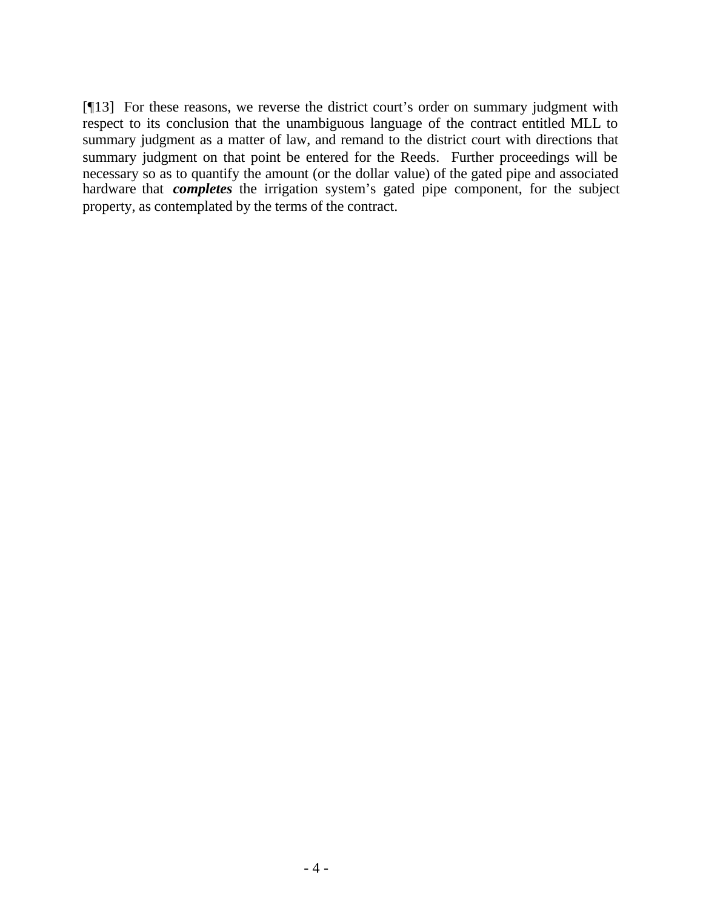[¶13] For these reasons, we reverse the district court's order on summary judgment with respect to its conclusion that the unambiguous language of the contract entitled MLL to summary judgment as a matter of law, and remand to the district court with directions that summary judgment on that point be entered for the Reeds. Further proceedings will be necessary so as to quantify the amount (or the dollar value) of the gated pipe and associated hardware that ***completes*** the irrigation system's gated pipe component, for the subject property, as contemplated by the terms of the contract.